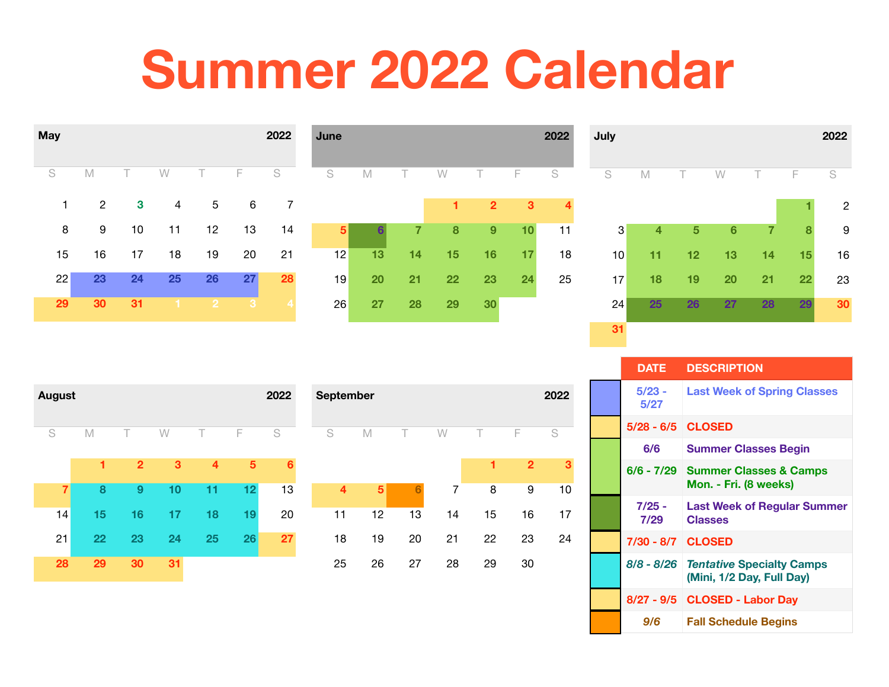# Summer 2022 Calendar

## May 2022

| S | M | T | W | T | F | S |
|---|---|---|---|---|---|---|
| 1 | 2 | 3 | 4 | 5 | 6 | 7 |
| 8 | 9 | 10 | 11 | 12 | 13 | 14 |
| 15 | 16 | 17 | 18 | 19 | 20 | 21 |
| 22 | 23 | 24 | 25 | 26 | 27 | 28 |
| 29 | 30 | 31 | 1 | 2 | 3 | 4 |

## June 2022

| S | M | T | W | T | F | S |
|---|---|---|---|---|---|---|
| | | | 1 | 2 | 3 | 4 |
| 5 | 6 | 7 | 8 | 9 | 10 | 11 |
| 12 | 13 | 14 | 15 | 16 | 17 | 18 |
| 19 | 20 | 21 | 22 | 23 | 24 | 25 |
| 26 | 27 | 28 | 29 | 30 | | |

## July 2022

| S | M | T | W | T | F | S |
|---|---|---|---|---|---|---|
| | | | | | 1 | 2 |
| 3 | 4 | 5 | 6 | 7 | 8 | 9 |
| 10 | 11 | 12 | 13 | 14 | 15 | 16 |
| 17 | 18 | 19 | 20 | 21 | 22 | 23 |
| 24 | 25 | 26 | 27 | 28 | 29 | 30 |
| 31 | | | | | | |

## August 2022

| S | M | T | W | T | F | S |
|---|---|---|---|---|---|---|
| | 1 | 2 | 3 | 4 | 5 | 6 |
| 7 | 8 | 9 | 10 | 11 | 12 | 13 |
| 14 | 15 | 16 | 17 | 18 | 19 | 20 |
| 21 | 22 | 23 | 24 | 25 | 26 | 27 |
| 28 | 29 | 30 | 31 | | | |

## September 2022

| S | M | T | W | T | F | S |
|---|---|---|---|---|---|---|
| | | | | 1 | 2 | 3 |
| 4 | 5 | 6 | 7 | 8 | 9 | 10 |
| 11 | 12 | 13 | 14 | 15 | 16 | 17 |
| 18 | 19 | 20 | 21 | 22 | 23 | 24 |
| 25 | 26 | 27 | 28 | 29 | 30 | |

| DATE | DESCRIPTION |
|---|---|
| 5/23 - 5/27 | Last Week of Spring Classes |
| 5/28 - 6/5 | CLOSED |
| 6/6 | Summer Classes Begin |
| 6/6 - 7/29 | Summer Classes & Camps Mon. - Fri. (8 weeks) |
| 7/25 - 7/29 | Last Week of Regular Summer Classes |
| 7/30 - 8/7 | CLOSED |
| 8/8 - 8/26 | *Tentative* Specialty Camps (Mini, 1/2 Day, Full Day) |
| 8/27 - 9/5 | CLOSED - Labor Day |
| 9/6 | Fall Schedule Begins |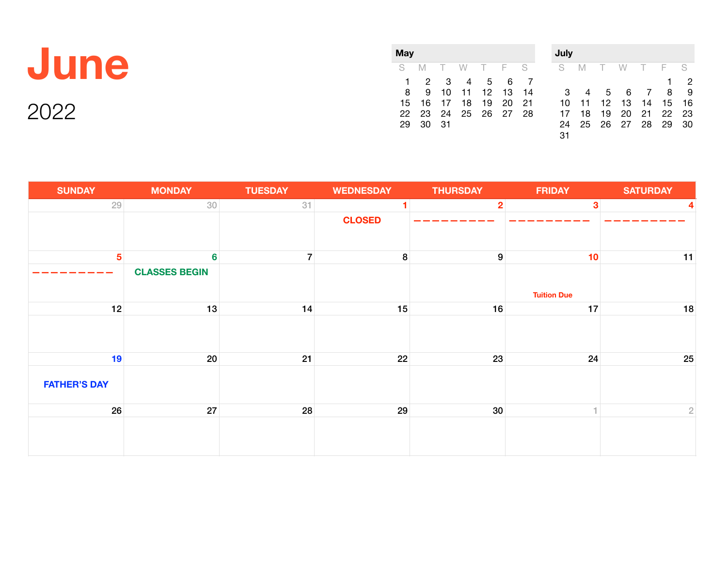# June

## 2022

**May**

| S | M | T | W | T | F | S |
|---|---|---|---|---|---|---|
| 1 | 2 | 3 | 4 | 5 | 6 | 7 |
| 8 | 9 | 10 | 11 | 12 | 13 | 14 |
| 15 | 16 | 17 | 18 | 19 | 20 | 21 |
| 22 | 23 | 24 | 25 | 26 | 27 | 28 |
| 29 | 30 | 31 | | | | |

**July**

| S | M | T | W | T | F | S |
|---|---|---|---|---|---|---|
| | | | | | 1 | 2 |
| 3 | 4 | 5 | 6 | 7 | 8 | 9 |
| 10 | 11 | 12 | 13 | 14 | 15 | 16 |
| 17 | 18 | 19 | 20 | 21 | 22 | 23 |
| 24 | 25 | 26 | 27 | 28 | 29 | 30 |
| 31 | | | | | | |

| SUNDAY | MONDAY | TUESDAY | WEDNESDAY | THURSDAY | FRIDAY | SATURDAY |
|---|---|---|---|---|---|---|
| 29 | 30 | 31 | 1 CLOSED | 2 ––––––––– | 3 ––––––––– | 4 ––––––––– |
| 5 ––––––––– | 6 CLASSES BEGIN | 7 | 8 | 9 | 10 Tuition Due | 11 |
| 12 | 13 | 14 | 15 | 16 | 17 | 18 |
| 19 FATHER'S DAY | 20 | 21 | 22 | 23 | 24 | 25 |
| 26 | 27 | 28 | 29 | 30 | 1 | 2 |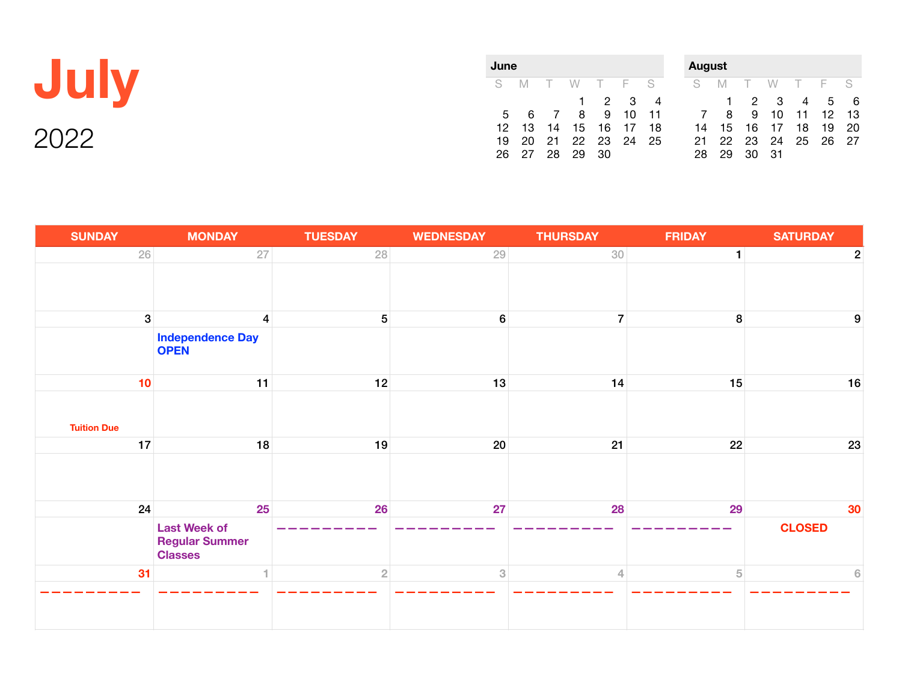# July

## 2022

**June**

| S | M | T | W | T | F | S |
|---|---|---|---|---|---|---|
| | | | 1 | 2 | 3 | 4 |
| 5 | 6 | 7 | 8 | 9 | 10 | 11 |
| 12 | 13 | 14 | 15 | 16 | 17 | 18 |
| 19 | 20 | 21 | 22 | 23 | 24 | 25 |
| 26 | 27 | 28 | 29 | 30 | | |

**August**

| S | M | T | W | T | F | S |
|---|---|---|---|---|---|---|
| | 1 | 2 | 3 | 4 | 5 | 6 |
| 7 | 8 | 9 | 10 | 11 | 12 | 13 |
| 14 | 15 | 16 | 17 | 18 | 19 | 20 |
| 21 | 22 | 23 | 24 | 25 | 26 | 27 |
| 28 | 29 | 30 | 31 | | | |

| SUNDAY | MONDAY | TUESDAY | WEDNESDAY | THURSDAY | FRIDAY | SATURDAY |
|---|---|---|---|---|---|---|
| 26 | 27 | 28 | 29 | 30 | 1 | 2 |
| 3 | 4 Independence Day OPEN | 5 | 6 | 7 | 8 | 9 |
| 10 Tuition Due | 11 | 12 | 13 | 14 | 15 | 16 |
| 17 | 18 | 19 | 20 | 21 | 22 | 23 |
| 24 | 25 Last Week of Regular Summer Classes | 26 ––––––––– | 27 ––––––––– | 28 ––––––––– | 29 ––––––––– | 30 CLOSED |
| 31 ––––––––– | 1 ––––––––– | 2 ––––––––– | 3 ––––––––– | 4 ––––––––– | 5 ––––––––– | 6 ––––––––– |